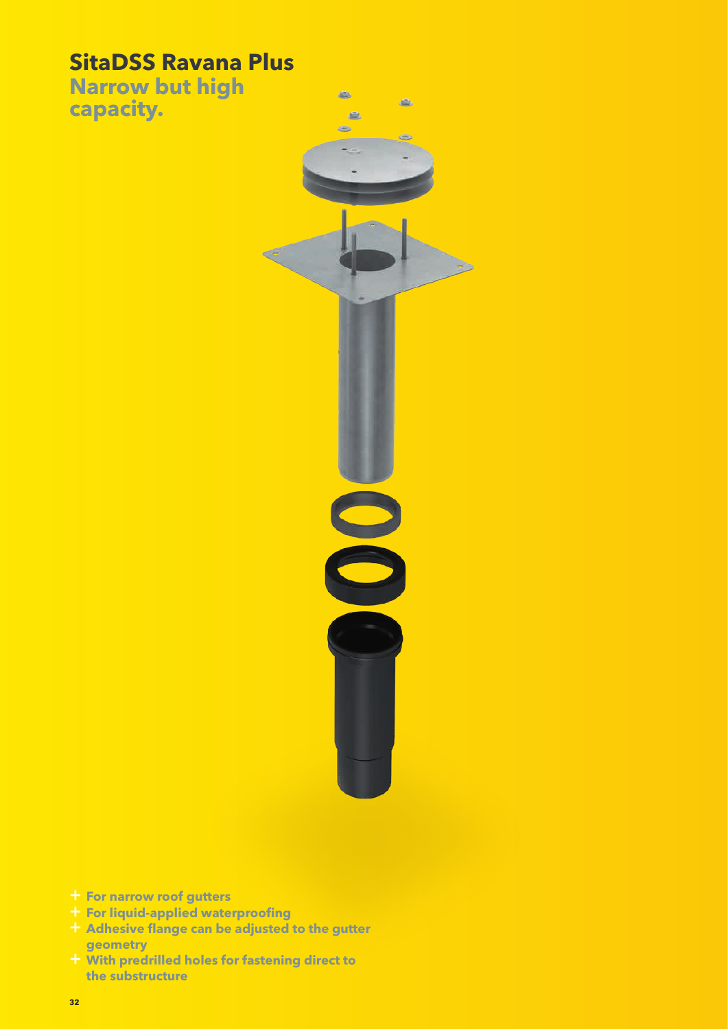# SitaDSS Ravana Plus

## Narrow but high capacity.

- For narrow roof gutters
- For liquid-applied waterproofing
- Adhesive flange can be adjusted to the gutter geometry
- With predrilled holes for fastening direct to the substructure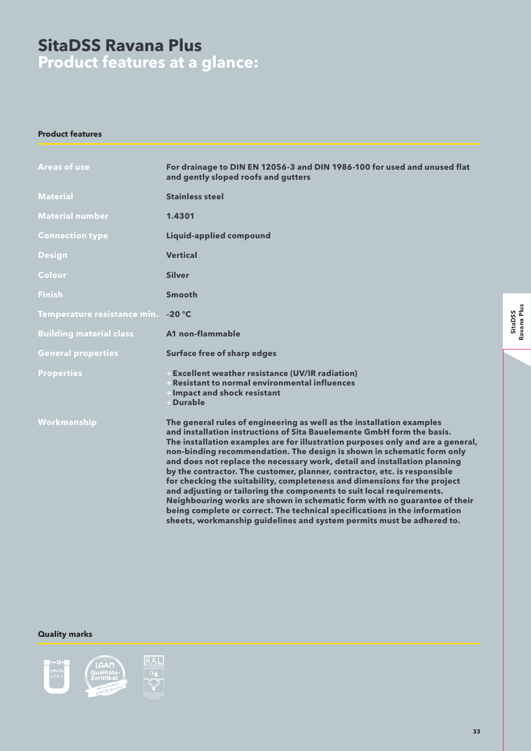# SitaDSS Ravana Plus
## Product features at a glance:

**Product features**

| | |
|---|---|
| **Areas of use** | **For drainage to DIN EN 12056-3 and DIN 1986-100 for used and unused flat and gently sloped roofs and gutters** |
| **Material** | **Stainless steel** |
| **Material number** | **1.4301** |
| **Connection type** | **Liquid-applied compound** |
| **Design** | **Vertical** |
| **Colour** | **Silver** |
| **Finish** | **Smooth** |
| **Temperature resistance min.** | **-20 °C** |
| **Building material class** | **A1 non-flammable** |
| **General properties** | **Surface free of sharp edges** |
| **Properties** | **+ Excellent weather resistance (UV/IR radiation)**<br>**+ Resistant to normal environmental influences**<br>**+ Impact and shock resistant**<br>**+ Durable** |
| **Workmanship** | **The general rules of engineering as well as the installation examples and installation instructions of Sita Bauelemente GmbH form the basis. The installation examples are for illustration purposes only and are a general, non-binding recommendation. The design is shown in schematic form only and does not replace the necessary work, detail and installation planning by the contractor. The customer, planner, contractor, etc. is responsible for checking the suitability, completeness and dimensions for the project and adjusting or tailoring the components to suit local requirements. Neighbouring works are shown in schematic form with no guarantee of their being complete or correct. The technical specifications in the information sheets, workmanship guidelines and system permits must be adhered to.** |

**Quality marks**

DIN EN 1253-2

LGA Qualitäts-Zertifikat

RAL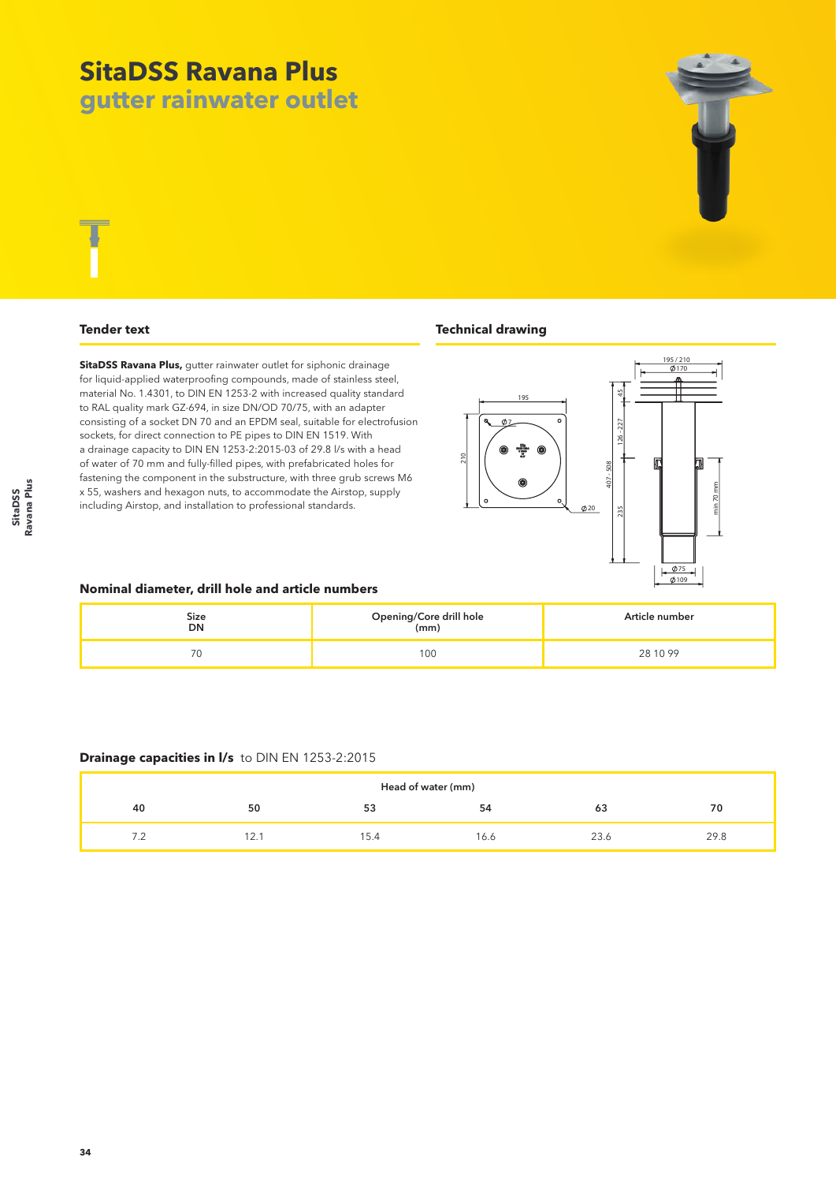# SitaDSS Ravana Plus
## gutter rainwater outlet

### Tender text

**SitaDSS Ravana Plus,** gutter rainwater outlet for siphonic drainage for liquid-applied waterproofing compounds, made of stainless steel, material No. 1.4301, to DIN EN 1253-2 with increased quality standard to RAL quality mark GZ-694, in size DN/OD 70/75, with an adapter consisting of a socket DN 70 and an EPDM seal, suitable for electrofusion sockets, for direct connection to PE pipes to DIN EN 1519. With a drainage capacity to DIN EN 1253-2:2015-03 of 29.8 l/s with a head of water of 70 mm and fully-filled pipes, with prefabricated holes for fastening the component in the substructure, with three grub screws M6 x 55, washers and hexagon nuts, to accommodate the Airstop, supply including Airstop, and installation to professional standards.

### Technical drawing

195 / 210
Ø170
195
Ø7
210
Ø20
45
126 - 227
407 - 508
235
min 70 mm
Ø75
Ø109

### Nominal diameter, drill hole and article numbers

| Size DN | Opening/Core drill hole (mm) | Article number |
|---|---|---|
| 70 | 100 | 28 10 99 |

### Drainage capacities in l/s to DIN EN 1253-2:2015

| Head of water (mm) | | | | | |
|---|---|---|---|---|---|
| 40 | 50 | 53 | 54 | 63 | 70 |
| 7.2 | 12.1 | 15.4 | 16.6 | 23.6 | 29.8 |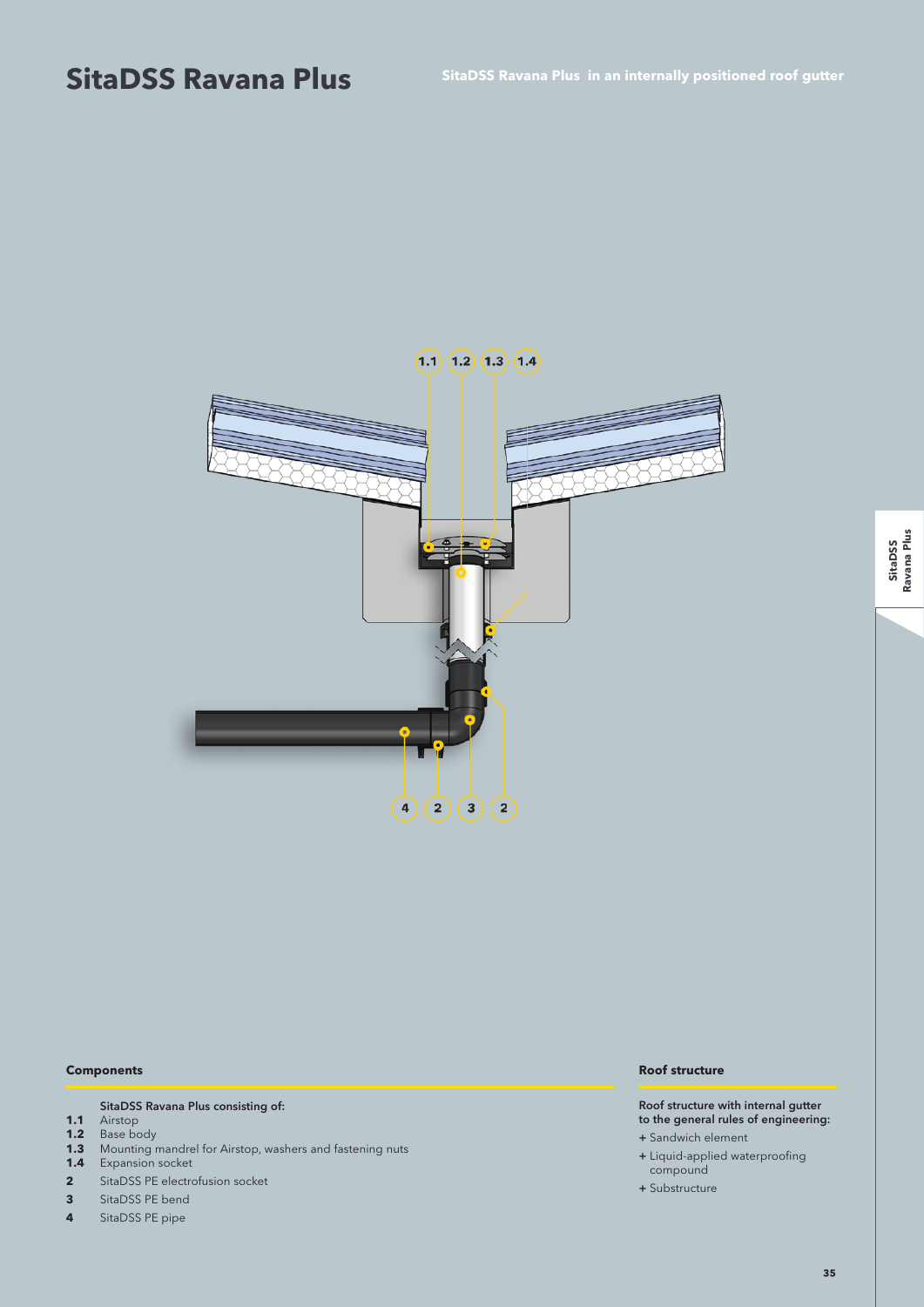# SitaDSS Ravana Plus

SitaDSS Ravana Plus in an internally positioned roof gutter

1.1 1.2 1.3 1.4

4 2 3 2

## Components

SitaDSS Ravana Plus consisting of:

**1.1** Airstop
**1.2** Base body
**1.3** Mounting mandrel for Airstop, washers and fastening nuts
**1.4** Expansion socket

**2** SitaDSS PE electrofusion socket

**3** SitaDSS PE bend

**4** SitaDSS PE pipe

## Roof structure

**Roof structure with internal gutter to the general rules of engineering:**

+ Sandwich element
+ Liquid-applied waterproofing compound
+ Substructure